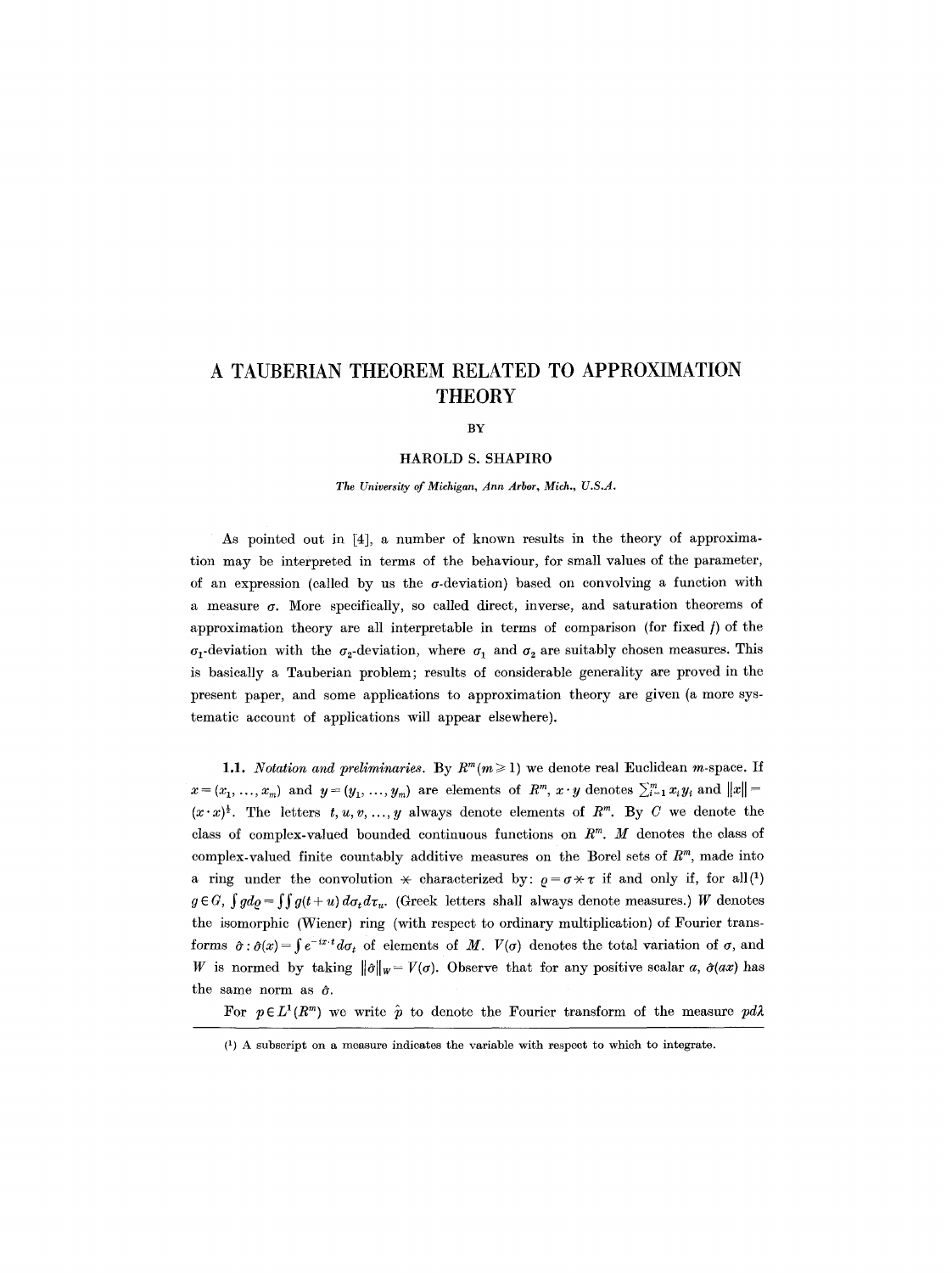# A TAUBERIAN THEOREM RELATED TO APPROXIMATION THEORY

BY

HAROLD S. SHAPIRO

*The University of Michigan, Ann Arbor, Mich., U.S.A.*

As pointed out in [4], a number of known results in the theory of approximation may be interpreted in terms of the behaviour, for small values of the parameter, of an expression (called by us the $\sigma$-deviation) based on convolving a function with a measure $\sigma$. More specifically, so called direct, inverse, and saturation theorems of approximation theory are all interpretable in terms of comparison (for fixed $f$) of the $\sigma_1$-deviation with the $\sigma_2$-deviation, where $\sigma_1$ and $\sigma_2$ are suitably chosen measures. This is basically a Tauberian problem; results of considerable generality are proved in the present paper, and some applications to approximation theory are given (a more systematic account of applications will appear elsewhere).

**1.1.** *Notation and preliminaries.* By $R^m (m \geq 1)$ we denote real Euclidean $m$-space. If $x = (x_1, \ldots, x_m)$ and $y = (y_1, \ldots, y_m)$ are elements of $R^m$, $x \cdot y$ denotes $\sum_{i=1}^{m} x_i y_i$ and $\|x\| = (x \cdot x)^{\frac{1}{2}}$. The letters $t, u, v, \ldots, y$ always denote elements of $R^m$. By $C$ we denote the class of complex-valued bounded continuous functions on $R^m$. $M$ denotes the class of complex-valued finite countably additive measures on the Borel sets of $R^m$, made into a ring under the convolution $*$ characterized by: $\varrho = \sigma * \tau$ if and only if, for all[1] $g \in G$, $\int g d\varrho = \iint g(t+u)\, d\sigma_t\, d\tau_u$. (Greek letters shall always denote measures.) $W$ denotes the isomorphic (Wiener) ring (with respect to ordinary multiplication) of Fourier transforms $\hat{\sigma}: \hat{\sigma}(x) = \int e^{-ix \cdot t} d\sigma_t$ of elements of $M$. $V(\sigma)$ denotes the total variation of $\sigma$, and $W$ is normed by taking $\|\hat{\sigma}\|_W = V(\sigma)$. Observe that for any positive scalar $a$, $\hat{\sigma}(ax)$ has the same norm as $\hat{\sigma}$.

For $p \in L^1(R^m)$ we write $\hat{p}$ to denote the Fourier transform of the measure $p d\lambda$

[1] A subscript on a measure indicates the variable with respect to which to integrate.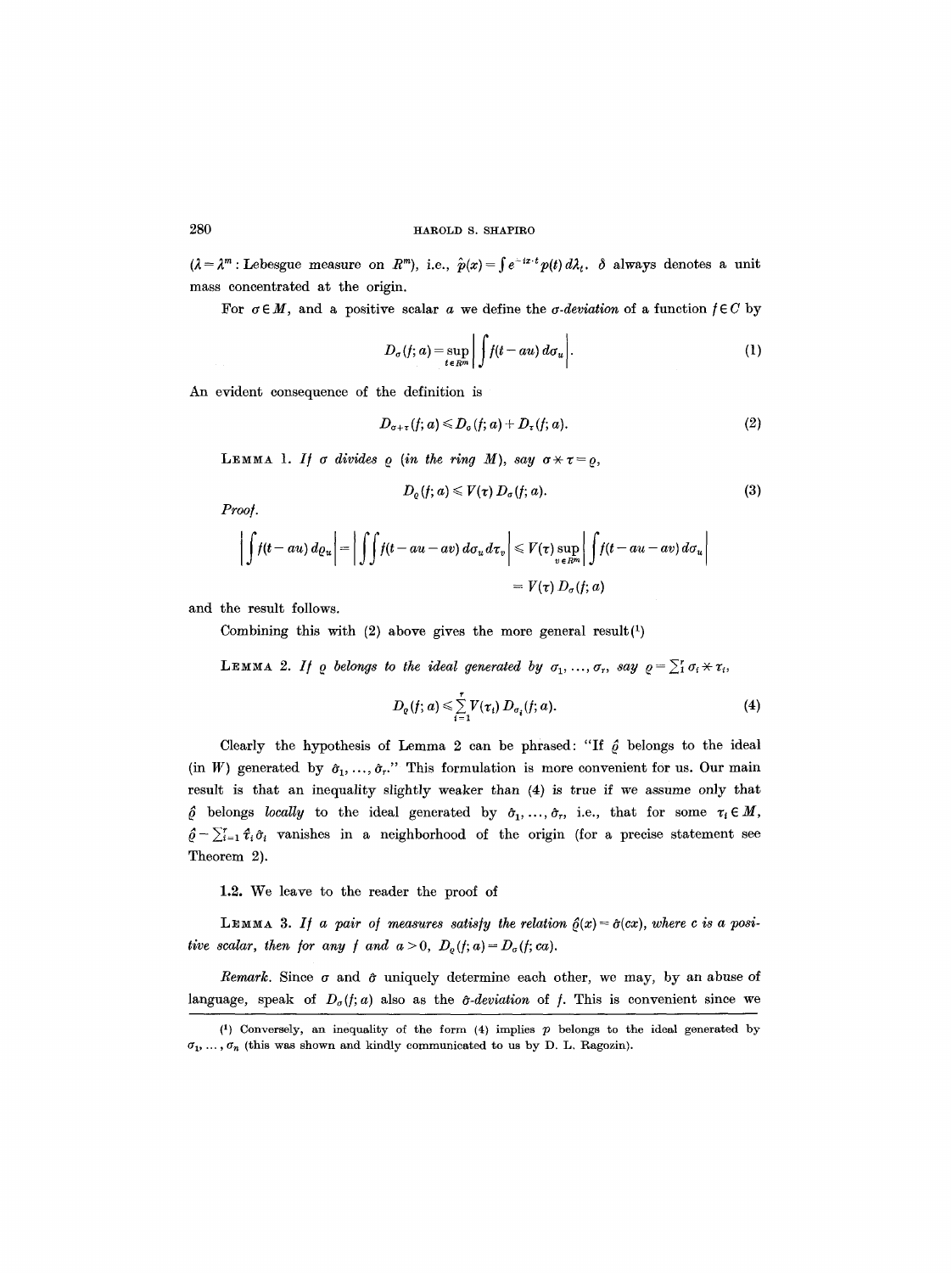($\lambda = \lambda^m$: Lebesgue measure on $R^m$), i.e., $\hat{p}(x) = \int e^{-ix\cdot t} p(t)\, d\lambda_t$. $\delta$ always denotes a unit mass concentrated at the origin.

For $\sigma \in M$, and a positive scalar $a$ we define the *$\sigma$-deviation* of a function $f \in C$ by

$$D_\sigma(f; a) = \sup_{t \in R^m} \left| \int f(t - au)\, d\sigma_u \right|. \tag{1}$$

An evident consequence of the definition is

$$D_{\sigma+\tau}(f; a) \leqslant D_\sigma(f; a) + D_\tau(f; a). \tag{2}$$

LEMMA 1. *If $\sigma$ divides $\varrho$ (in the ring $M$), say $\sigma * \tau = \varrho$,*

$$D_\varrho(f; a) \leqslant V(\tau)\, D_\sigma(f; a). \tag{3}$$

*Proof.*

$$\left| \int f(t - au)\, d\varrho_u \right| = \left| \int\int f(t - au - av)\, d\sigma_u\, d\tau_v \right| \leqslant V(\tau) \sup_{v \in R^m} \left| \int f(t - au - av)\, d\sigma_u \right|$$
$$= V(\tau)\, D_\sigma(f; a)$$

and the result follows.

Combining this with (2) above gives the more general result[1]

LEMMA 2. *If $\varrho$ belongs to the ideal generated by $\sigma_1, \ldots, \sigma_r$, say $\varrho = \sum_1^r \sigma_i * \tau_i$,*

$$D_\varrho(f; a) \leqslant \sum_{i=1}^{r} V(\tau_i)\, D_{\sigma_i}(f; a). \tag{4}$$

Clearly the hypothesis of Lemma 2 can be phrased: "If $\hat{\varrho}$ belongs to the ideal (in $W$) generated by $\hat{\sigma}_1, \ldots, \hat{\sigma}_r$." This formulation is more convenient for us. Our main result is that an inequality slightly weaker than (4) is true if we assume only that $\hat{\varrho}$ belongs *locally* to the ideal generated by $\hat{\sigma}_1, \ldots, \hat{\sigma}_r$, i.e., that for some $\tau_i \in M$, $\hat{\varrho} - \sum_{i=1}^r \hat{\tau}_i \hat{\sigma}_i$ vanishes in a neighborhood of the origin (for a precise statement see Theorem 2).

**1.2.** We leave to the reader the proof of

LEMMA 3. *If a pair of measures satisfy the relation $\hat{\varrho}(x) = \hat{\sigma}(cx)$, where $c$ is a positive scalar, then for any $f$ and $a > 0$, $D_\varrho(f; a) = D_\sigma(f; ca)$.*

*Remark.* Since $\sigma$ and $\hat{\sigma}$ uniquely determine each other, we may, by an abuse of language, speak of $D_\sigma(f; a)$ also as the *$\hat{\sigma}$-deviation* of $f$. This is convenient since we

---

[1] Conversely, an inequality of the form (4) implies $p$ belongs to the ideal generated by $\sigma_1, \ldots, \sigma_n$ (this was shown and kindly communicated to us by D. L. Ragozin).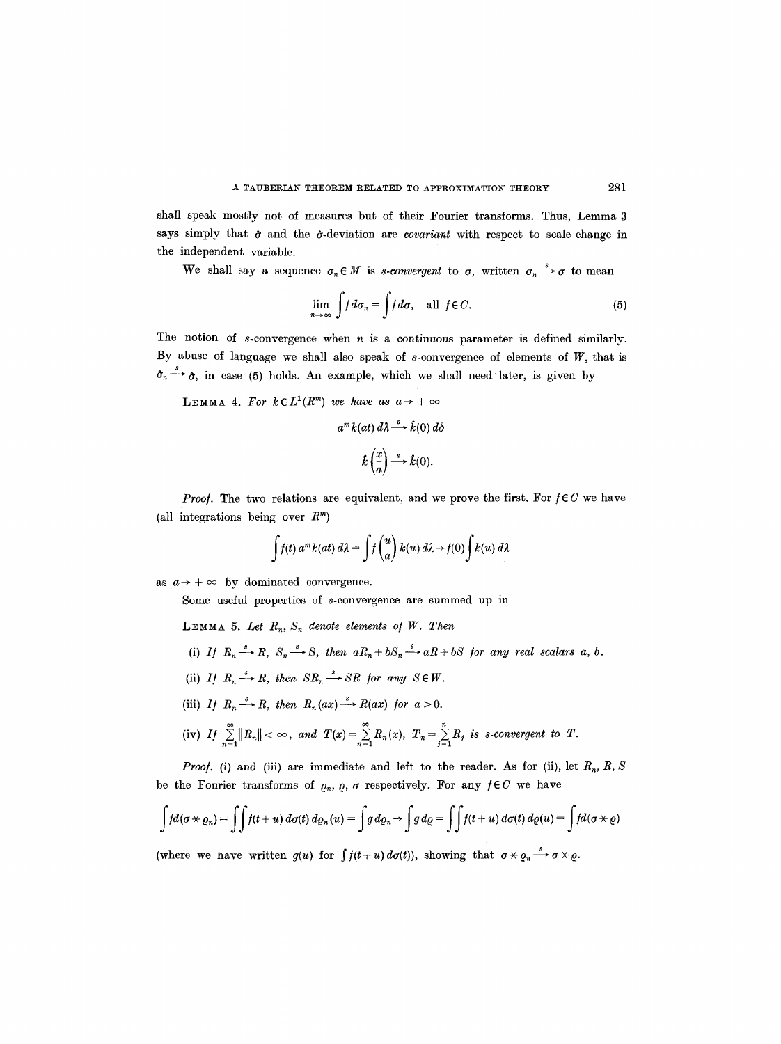shall speak mostly not of measures but of their Fourier transforms. Thus, Lemma 3 says simply that $\hat{\sigma}$ and the $\hat{\sigma}$-deviation are *covariant* with respect to scale change in the independent variable.

We shall say a sequence $\sigma_n \in M$ is *s-convergent* to $\sigma$, written $\sigma_n \xrightarrow{s} \sigma$ to mean

$$\lim_{n\to\infty} \int f\,d\sigma_n = \int f\,d\sigma, \quad \text{all } f \in C. \tag{5}$$

The notion of $s$-convergence when $n$ is a continuous parameter is defined similarly. By abuse of language we shall also speak of $s$-convergence of elements of $W$, that is $\hat{\sigma}_n \xrightarrow{s} \hat{\sigma}$, in case (5) holds. An example, which we shall need later, is given by

LEMMA 4. *For $k \in L^1(R^m)$ we have as $a \to +\infty$*

$$a^m k(at)\,d\lambda \xrightarrow{s} \hat{k}(0)\,d\delta$$

$$\hat{k}\left(\frac{x}{a}\right) \xrightarrow{s} \hat{k}(0).$$

*Proof.* The two relations are equivalent, and we prove the first. For $f \in C$ we have (all integrations being over $R^m$)

$$\int f(t)\,a^m k(at)\,d\lambda = \int f\left(\frac{u}{a}\right) k(u)\,d\lambda \to f(0) \int k(u)\,d\lambda$$

as $a \to +\infty$ by dominated convergence.

Some useful properties of $s$-convergence are summed up in

LEMMA 5. *Let $R_n$, $S_n$ denote elements of $W$. Then*

(i) *If $R_n \xrightarrow{s} R$, $S_n \xrightarrow{s} S$, then $aR_n + bS_n \xrightarrow{s} aR + bS$ for any real scalars $a$, $b$.*

(ii) *If $R_n \xrightarrow{s} R$, then $SR_n \xrightarrow{s} SR$ for any $S \in W$.*

(iii) *If $R_n \xrightarrow{s} R$, then $R_n(ax) \xrightarrow{s} R(ax)$ for $a > 0$.*

(iv) *If $\sum_{n=1}^{\infty} \|R_n\| < \infty$, and $T(x) = \sum_{n=1}^{\infty} R_n(x)$, $T_n = \sum_{j=1}^{n} R_j$ is s-convergent to $T$.*

*Proof.* (i) and (iii) are immediate and left to the reader. As for (ii), let $R_n$, $R$, $S$ be the Fourier transforms of $\varrho_n$, $\varrho$, $\sigma$ respectively. For any $f \in C$ we have

$$\int f d(\sigma * \varrho_n) = \iint f(t+u)\,d\sigma(t)\,d\varrho_n(u) = \int g\,d\varrho_n \to \int g\,d\varrho = \iint f(t+u)\,d\sigma(t)\,d\varrho(u) = \int f d(\sigma * \varrho)$$

(where we have written $g(u)$ for $\int f(t+u)\,d\sigma(t)$), showing that $\sigma * \varrho_n \xrightarrow{s} \sigma * \varrho$.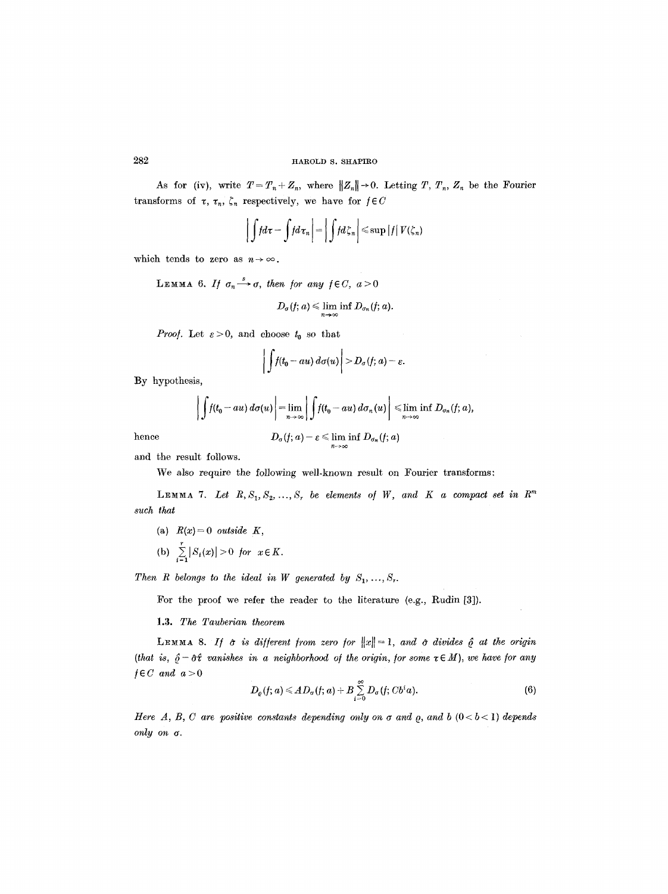As for (iv), write $T = T_n + Z_n$, where $\|Z_n\| \to 0$. Letting $T, T_n, Z_n$ be the Fourier transforms of $\tau, \tau_n, \zeta_n$ respectively, we have for $f \in C$

$$\left| \int f d\tau - \int f d\tau_n \right| = \left| \int f d\zeta_n \right| \leqslant \sup |f| \, V(\zeta_n)$$

which tends to zero as $n \to \infty$.

LEMMA 6. *If $\sigma_n \xrightarrow{s} \sigma$, then for any $f \in C$, $a > 0$*

$$D_\sigma(f; a) \leqslant \liminf_{n \to \infty} D_{\sigma_n}(f; a).$$

*Proof.* Let $\varepsilon > 0$, and choose $t_0$ so that

$$\left| \int f(t_0 - au) \, d\sigma(u) \right| > D_\sigma(f; a) - \varepsilon.$$

By hypothesis,

$$\left| \int f(t_0 - au) \, d\sigma(u) \right| = \lim_{n \to \infty} \left| \int f(t_0 - au) \, d\sigma_n(u) \right| \leqslant \liminf_{n \to \infty} D_{\sigma_n}(f; a),$$

hence

$$D_\sigma(f; a) - \varepsilon \leqslant \liminf_{n \to \infty} D_{\sigma_n}(f; a)$$

and the result follows.

We also require the following well-known result on Fourier transforms:

LEMMA 7. *Let $R, S_1, S_2, \ldots, S_r$ be elements of $W$, and $K$ a compact set in $R^m$ such that*

(a) *$R(x) = 0$ outside $K$,*

(b) *$\sum_{i=1}^{r} |S_i(x)| > 0$ for $x \in K$.*

*Then $R$ belongs to the ideal in $W$ generated by $S_1, \ldots, S_r$.*

For the proof we refer the reader to the literature (e.g., Rudin [3]).

### 1.3. *The Tauberian theorem*

LEMMA 8. *If $\hat{\sigma}$ is different from zero for $\|x\| = 1$, and $\hat{\sigma}$ divides $\hat{\varrho}$ at the origin (that is, $\hat{\varrho} - \hat{\sigma}\hat{\tau}$ vanishes in a neighborhood of the origin, for some $\tau \in M$), we have for any $f \in C$ and $a > 0$*

$$D_\varrho(f; a) \leqslant A D_\sigma(f; a) + B \sum_{i=0}^{\infty} D_\sigma(f; Cb^i a). \tag{6}$$

*Here $A, B, C$ are positive constants depending only on $\sigma$ and $\varrho$, and $b$ $(0 < b < 1)$ depends only on $\sigma$.*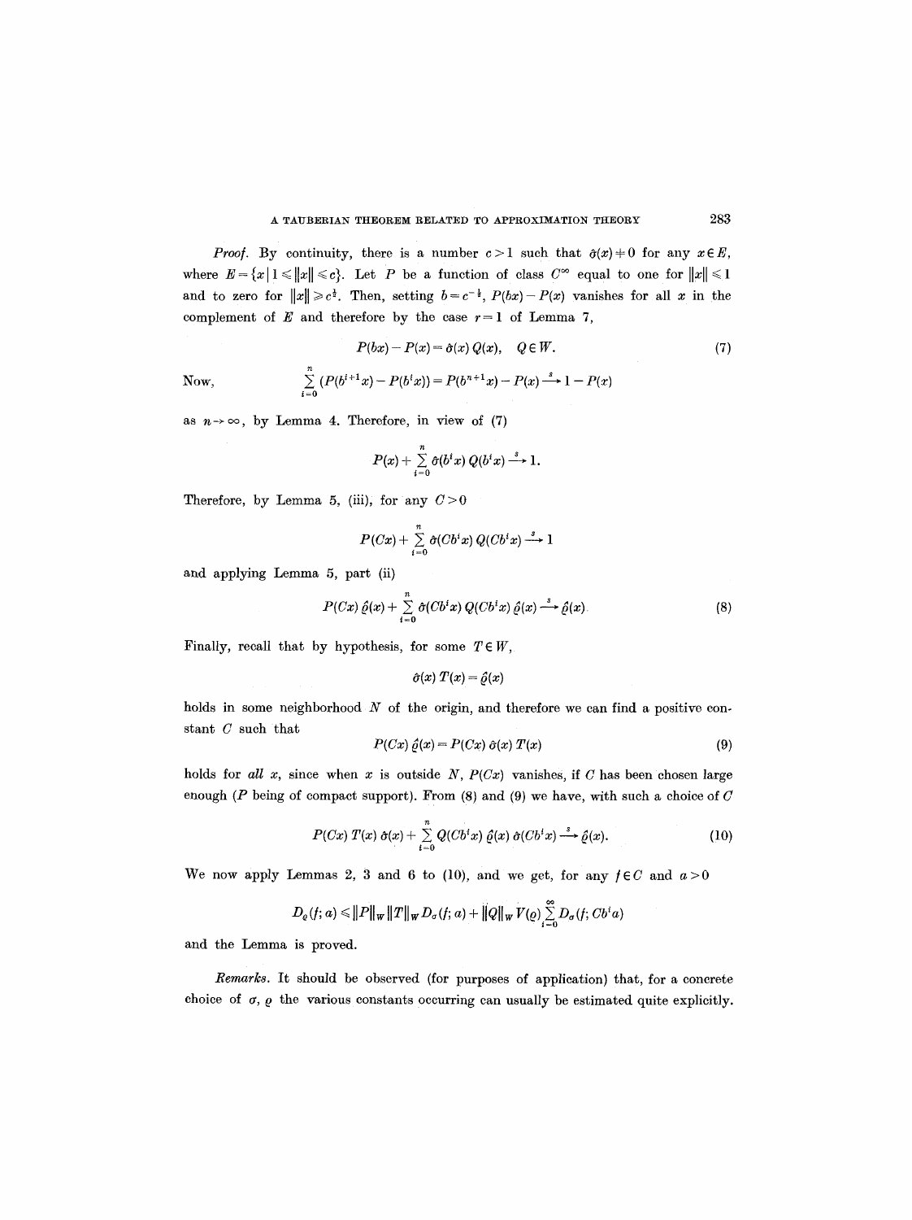*Proof.* By continuity, there is a number $c > 1$ such that $\hat{\sigma}(x) \neq 0$ for any $x \in E$, where $E = \{x \mid 1 \leqslant \|x\| \leqslant c\}$. Let $P$ be a function of class $C^\infty$ equal to one for $\|x\| \leqslant 1$ and to zero for $\|x\| \geqslant c^{\frac{1}{2}}$. Then, setting $b = c^{-\frac{1}{2}}$, $P(bx) - P(x)$ vanishes for all $x$ in the complement of $E$ and therefore by the case $r = 1$ of Lemma 7,

$$P(bx) - P(x) = \hat{\sigma}(x)\, Q(x), \quad Q \in W. \tag{7}$$

Now,

$$\sum_{i=0}^{n} (P(b^{i+1}x) - P(b^i x)) = P(b^{n+1}x) - P(x) \xrightarrow{s} 1 - P(x)$$

as $n \to \infty$, by Lemma 4. Therefore, in view of (7)

$$P(x) + \sum_{i=0}^{n} \hat{\sigma}(b^i x)\, Q(b^i x) \xrightarrow{s} 1.$$

Therefore, by Lemma 5, (iii), for any $C > 0$

$$P(Cx) + \sum_{i=0}^{n} \hat{\sigma}(Cb^i x)\, Q(Cb^i x) \xrightarrow{s} 1$$

and applying Lemma 5, part (ii)

$$P(Cx)\, \hat{\varrho}(x) + \sum_{i=0}^{n} \hat{\sigma}(Cb^i x)\, Q(Cb^i x)\, \hat{\varrho}(x) \xrightarrow{s} \hat{\varrho}(x). \tag{8}$$

Finally, recall that by hypothesis, for some $T \in W$,

$$\hat{\sigma}(x)\, T(x) = \hat{\varrho}(x)$$

holds in some neighborhood $N$ of the origin, and therefore we can find a positive constant $C$ such that

$$P(Cx)\, \hat{\varrho}(x) = P(Cx)\, \hat{\sigma}(x)\, T(x) \tag{9}$$

holds for *all* $x$, since when $x$ is outside $N$, $P(Cx)$ vanishes, if $C$ has been chosen large enough ($P$ being of compact support). From (8) and (9) we have, with such a choice of $C$

$$P(Cx)\, T(x)\, \hat{\sigma}(x) + \sum_{i=0}^{n} Q(Cb^i x)\, \hat{\varrho}(x)\, \hat{\sigma}(Cb^i x) \xrightarrow{s} \hat{\varrho}(x). \tag{10}$$

We now apply Lemmas 2, 3 and 6 to (10), and we get, for any $f \in C$ and $a > 0$

$$D_\varrho(f; a) \leqslant \|P\|_W \|T\|_W D_\sigma(f; a) + \|Q\|_W V(\varrho) \sum_{i=0}^{\infty} D_\sigma(f; Cb^i a)$$

and the Lemma is proved.

*Remarks.* It should be observed (for purposes of application) that, for a concrete choice of $\sigma$, $\varrho$ the various constants occurring can usually be estimated quite explicitly.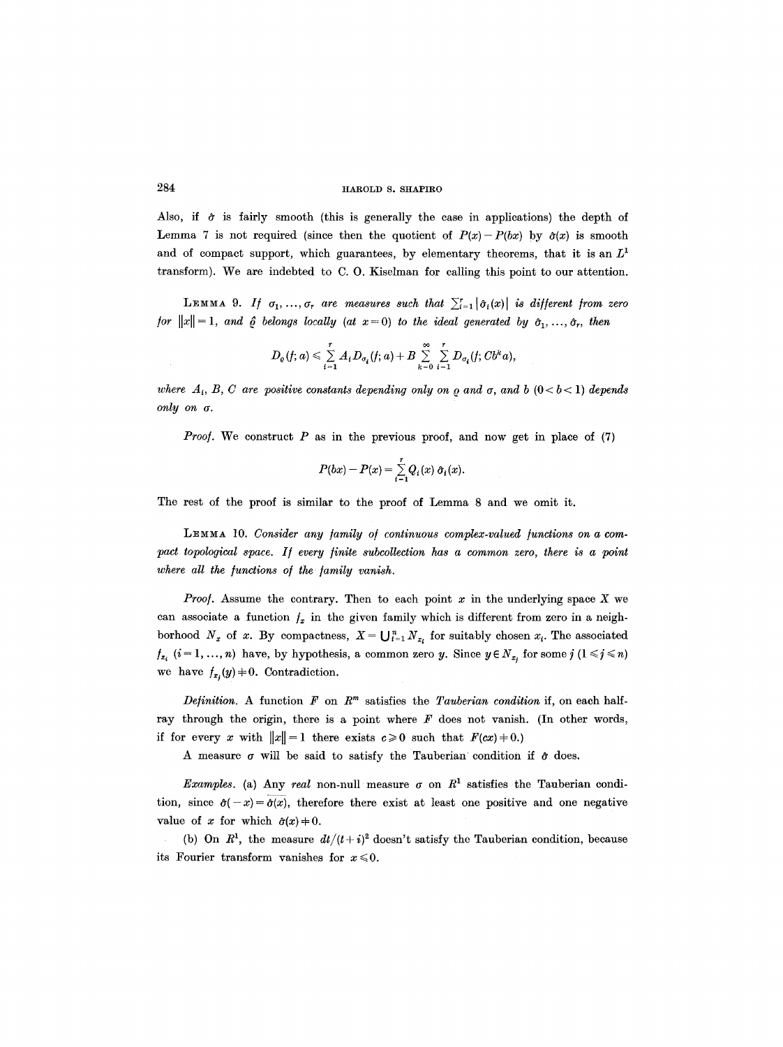Also, if $\hat{\sigma}$ is fairly smooth (this is generally the case in applications) the depth of Lemma 7 is not required (since then the quotient of $P(x) - P(bx)$ by $\hat{\sigma}(x)$ is smooth and of compact support, which guarantees, by elementary theorems, that it is an $L^1$ transform). We are indebted to C. O. Kiselman for calling this point to our attention.

LEMMA 9. *If $\sigma_1, \ldots, \sigma_r$ are measures such that $\sum_{i=1}^r |\hat{\sigma}_i(x)|$ is different from zero for $\|x\| = 1$, and $\hat{\varrho}$ belongs locally (at $x = 0$) to the ideal generated by $\hat{\sigma}_1, \ldots, \hat{\sigma}_r$, then*

$$D_\varrho(f; a) \leqslant \sum_{i=1}^{r} A_i D_{\sigma_i}(f; a) + B \sum_{k=0}^{\infty} \sum_{i=1}^{r} D_{\sigma_i}(f; Cb^k a),$$

*where $A_i$, $B$, $C$ are positive constants depending only on $\varrho$ and $\sigma$, and $b$ $(0 < b < 1)$ depends only on $\sigma$.*

*Proof.* We construct $P$ as in the previous proof, and now get in place of (7)

$$P(bx) - P(x) = \sum_{i=1}^{r} Q_i(x)\, \hat{\sigma}_i(x).$$

The rest of the proof is similar to the proof of Lemma 8 and we omit it.

LEMMA 10. *Consider any family of continuous complex-valued functions on a compact topological space. If every finite subcollection has a common zero, there is a point where all the functions of the family vanish.*

*Proof.* Assume the contrary. Then to each point $x$ in the underlying space $X$ we can associate a function $f_x$ in the given family which is different from zero in a neighborhood $N_x$ of $x$. By compactness, $X = \bigcup_{i=1}^n N_{x_i}$ for suitably chosen $x_i$. The associated $f_{x_i}$ $(i = 1, \ldots, n)$ have, by hypothesis, a common zero $y$. Since $y \in N_{x_j}$ for some $j$ $(1 \leqslant j \leqslant n)$ we have $f_{x_j}(y) \neq 0$. Contradiction.

*Definition.* A function $F$ on $R^m$ satisfies the *Tauberian condition* if, on each half-ray through the origin, there is a point where $F$ does not vanish. (In other words, if for every $x$ with $\|x\| = 1$ there exists $c \geqslant 0$ such that $F(cx) \neq 0$.)

A measure $\sigma$ will be said to satisfy the Tauberian condition if $\hat{\sigma}$ does.

*Examples.* (a) Any *real* non-null measure $\sigma$ on $R^1$ satisfies the Tauberian condition, since $\hat{\sigma}(-x) = \overline{\hat{\sigma}(x)}$, therefore there exist at least one positive and one negative value of $x$ for which $\hat{\sigma}(x) \neq 0$.

(b) On $R^1$, the measure $dt/(t+i)^2$ doesn't satisfy the Tauberian condition, because its Fourier transform vanishes for $x \leqslant 0$.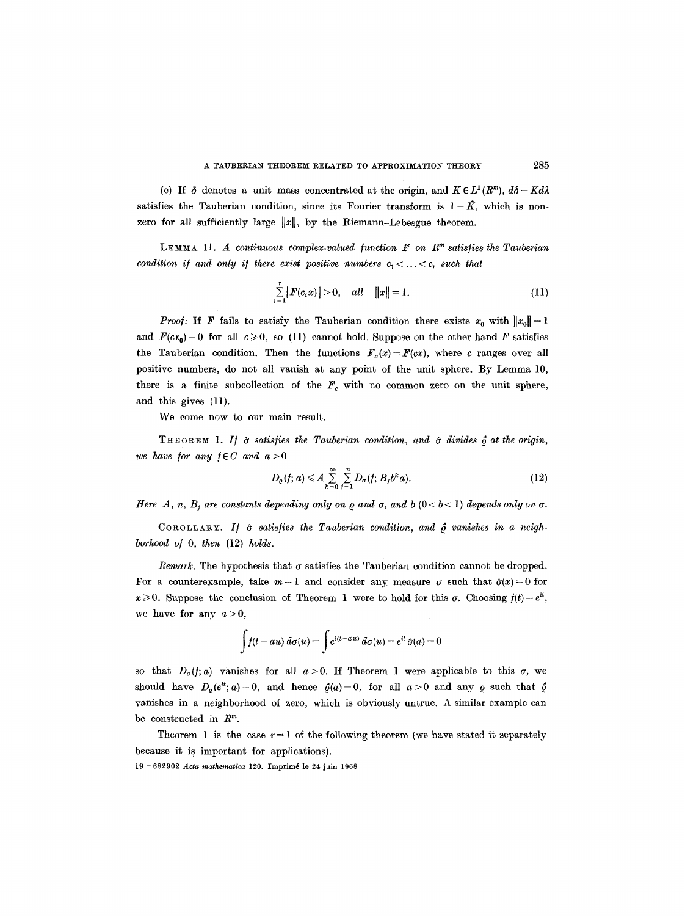(c) If $\delta$ denotes a unit mass concentrated at the origin, and $K \in L^1(R^m)$, $d\delta - K d\lambda$ satisfies the Tauberian condition, since its Fourier transform is $1 - \hat{K}$, which is nonzero for all sufficiently large $\|x\|$, by the Riemann–Lebesgue theorem.

LEMMA 11. *A continuous complex-valued function $F$ on $R^m$ satisfies the Tauberian condition if and only if there exist positive numbers $c_1 < \ldots < c_r$ such that*

$$\sum_{i=1}^{r} |F(c_i x)| > 0, \quad \text{all} \quad \|x\| = 1. \tag{11}$$

*Proof:* If $F$ fails to satisfy the Tauberian condition there exists $x_0$ with $\|x_0\| = 1$ and $F(cx_0) = 0$ for all $c \geq 0$, so (11) cannot hold. Suppose on the other hand $F$ satisfies the Tauberian condition. Then the functions $F_c(x) = F(cx)$, where $c$ ranges over all positive numbers, do not all vanish at any point of the unit sphere. By Lemma 10, there is a finite subcollection of the $F_c$ with no common zero on the unit sphere, and this gives (11).

We come now to our main result.

THEOREM 1. *If $\hat{\sigma}$ satisfies the Tauberian condition, and $\hat{\sigma}$ divides $\hat{\varrho}$ at the origin, we have for any $f \in C$ and $a > 0$*

$$D_\varrho(f; a) \leq A \sum_{k=0}^{\infty} \sum_{j=1}^{n} D_\sigma(f; B_j b^k a). \tag{12}$$

*Here $A$, $n$, $B_j$ are constants depending only on $\varrho$ and $\sigma$, and $b$ $(0 < b < 1)$ depends only on $\sigma$.*

COROLLARY. *If $\hat{\sigma}$ satisfies the Tauberian condition, and $\hat{\varrho}$ vanishes in a neighborhood of 0, then (12) holds.*

*Remark.* The hypothesis that $\sigma$ satisfies the Tauberian condition cannot be dropped. For a counterexample, take $m = 1$ and consider any measure $\sigma$ such that $\hat{\sigma}(x) = 0$ for $x \geq 0$. Suppose the conclusion of Theorem 1 were to hold for this $\sigma$. Choosing $f(t) = e^{it}$, we have for any $a > 0$,

$$\int f(t - au)\, d\sigma(u) = \int e^{i(t-au)}\, d\sigma(u) = e^{it}\, \hat{\sigma}(a) = 0$$

so that $D_\sigma(f; a)$ vanishes for all $a > 0$. If Theorem 1 were applicable to this $\sigma$, we should have $D_\varrho(e^{it}; a) = 0$, and hence $\hat{\varrho}(a) = 0$, for all $a > 0$ and any $\varrho$ such that $\hat{\varrho}$ vanishes in a neighborhood of zero, which is obviously untrue. A similar example can be constructed in $R^m$.

Theorem 1 is the case $r = 1$ of the following theorem (we have stated it separately because it is important for applications).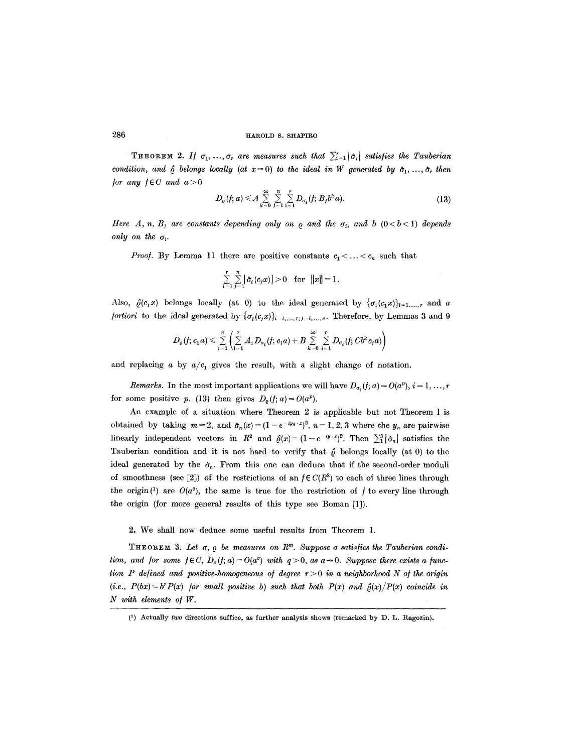**Theorem 2.** *If $\sigma_1, \ldots, \sigma_r$ are measures such that $\sum_{i=1}^r |\hat{\sigma}_i|$ satisfies the Tauberian condition, and $\hat{\varrho}$ belongs locally (at $x=0$) to the ideal in $W$ generated by $\hat{\sigma}_1, \ldots, \hat{\sigma}_r$ then for any $f \in C$ and $a>0$*

$$D_\varrho(f; a) \leqslant A \sum_{k=0}^{\infty} \sum_{j=1}^{n} \sum_{i=1}^{r} D_{\sigma_i}(f; B_j b^k a). \tag{13}$$

*Here $A$, $n$, $B_j$ are constants depending only on $\varrho$ and the $\sigma_i$, and $b$ $(0<b<1)$ depends only on the $\sigma_i$.*

*Proof.* By Lemma 11 there are positive constants $c_1 < \ldots < c_n$ such that

$$\sum_{i=1}^{r} \sum_{j=1}^{n} |\hat{\sigma}_i(c_j x)| > 0 \quad \text{for} \quad \|x\| = 1.$$

Also, $\hat{\varrho}(c_1 x)$ belongs locally (at 0) to the ideal generated by $\{\hat{\sigma}_i(c_1 x)\}_{i=1,\ldots,r}$ and *a fortiori* to the ideal generated by $\{\hat{\sigma}_i(c_j x)\}_{i=1,\ldots,r;\, j=1,\ldots,n}$. Therefore, by Lemmas 3 and 9

$$D_\varrho(f; c_1 a) \leqslant \sum_{j=1}^{n} \left( \sum_{i=1}^{r} A_i D_{\sigma_i}(f; c_j a) + B \sum_{k=0}^{\infty} \sum_{i=1}^{r} D_{\sigma_i}(f; C b^k c_j a) \right)$$

and replacing $a$ by $a/c_1$ gives the result, with a slight change of notation.

*Remarks.* In the most important applications we will have $D_{\sigma_i}(f; a) = O(a^p)$, $i = 1, \ldots, r$ for some positive $p$. (13) then gives $D_\varrho(f; a) = O(a^p)$.

An example of a situation where Theorem 2 is applicable but not Theorem 1 is obtained by taking $m=2$, and $\hat{\sigma}_n(x) = (1 - e^{-iy_n \cdot x})^2$, $n = 1, 2, 3$ where the $y_n$ are pairwise linearly independent vectors in $R^2$ and $\hat{\varrho}(x) = (1 - e^{-iy \cdot x})^2$. Then $\sum_1^3 |\hat{\sigma}_n|$ satisfies the Tauberian condition and it is not hard to verify that $\hat{\varrho}$ belongs locally (at 0) to the ideal generated by the $\hat{\sigma}_n$. From this one can deduce that if the second-order moduli of smoothness (see [2]) of the restrictions of an $f \in C(R^2)$ to each of three lines through the origin [1] are $O(a^q)$, the same is true for the restriction of $f$ to every line through the origin (for more general results of this type see Boman [1]).

2. We shall now deduce some useful results from Theorem 1.

**Theorem 3.** *Let $\sigma$, $\varrho$ be measures on $R^m$. Suppose $\sigma$ satisfies the Tauberian condition, and for some $f \in C$, $D_\sigma(f; a) = O(a^q)$ with $q>0$, as $a \to 0$. Suppose there exists a function $P$ defined and positive-homogeneous of degree $r>0$ in a neighborhood $N$ of the origin (i.e., $P(bx) = b^r P(x)$ for small positive $b$) such that both $P(x)$ and $\hat{\varrho}(x)/P(x)$ coincide in $N$ with elements of $W$.*

---

[1] Actually *two* directions suffice, as further analysis shows (remarked by D. L. Ragozin).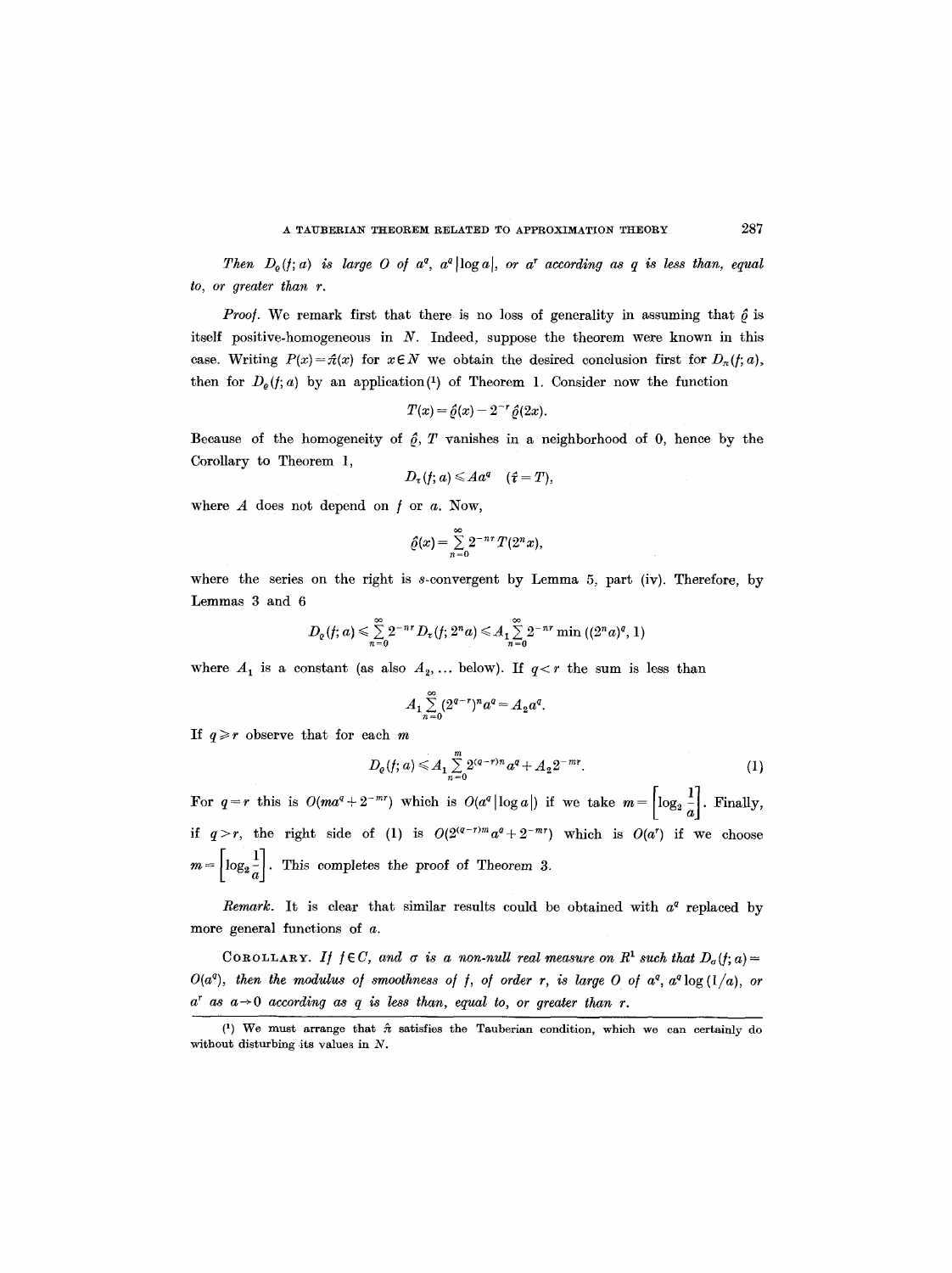*Then $D_\varrho(f; a)$ is large $O$ of $a^q$, $a^q|\log a|$, or $a^r$ according as $q$ is less than, equal to, or greater than $r$.*

*Proof.* We remark first that there is no loss of generality in assuming that $\hat{\varrho}$ is itself positive-homogeneous in $N$. Indeed, suppose the theorem were known in this case. Writing $P(x) = \hat{\pi}(x)$ for $x \in N$ we obtain the desired conclusion first for $D_\pi(f; a)$, then for $D_\varrho(f; a)$ by an application[1] of Theorem 1. Consider now the function

$$T(x) = \hat{\varrho}(x) - 2^{-r}\hat{\varrho}(2x).$$

Because of the homogeneity of $\hat{\varrho}$, $T$ vanishes in a neighborhood of 0, hence by the Corollary to Theorem 1,

$$D_\tau(f; a) \leqslant Aa^q \quad (\hat{\tau} = T),$$

where $A$ does not depend on $f$ or $a$. Now,

$$\hat{\varrho}(x) = \sum_{n=0}^{\infty} 2^{-nr} T(2^n x),$$

where the series on the right is $s$-convergent by Lemma 5, part (iv). Therefore, by Lemmas 3 and 6

$$D_\varrho(f; a) \leqslant \sum_{n=0}^{\infty} 2^{-nr} D_\tau(f; 2^n a) \leqslant A_1 \sum_{n=0}^{\infty} 2^{-nr} \min\left((2^n a)^q, 1\right)$$

where $A_1$ is a constant (as also $A_2, \ldots$ below). If $q < r$ the sum is less than

$$A_1 \sum_{n=0}^{\infty} (2^{q-r})^n a^q = A_2 a^q.$$

If $q \geqslant r$ observe that for each $m$

$$D_\varrho(f; a) \leqslant A_1 \sum_{n=0}^{m} 2^{(q-r)n} a^q + A_2 2^{-mr}. \tag{1}$$

For $q = r$ this is $O(ma^q + 2^{-mr})$ which is $O(a^q|\log a|)$ if we take $m = \left[\log_2 \frac{1}{a}\right]$. Finally, if $q > r$, the right side of (1) is $O(2^{(q-r)m} a^q + 2^{-mr})$ which is $O(a^r)$ if we choose $m = \left[\log_2 \frac{1}{a}\right]$. This completes the proof of Theorem 3.

*Remark.* It is clear that similar results could be obtained with $a^q$ replaced by more general functions of $a$.

COROLLARY. *If $f \in C$, and $\sigma$ is a non-null real measure on $R^1$ such that $D_\sigma(f; a) = O(a^q)$, then the modulus of smoothness of $f$, of order $r$, is large $O$ of $a^q$, $a^q \log(1/a)$, or $a^r$ as $a \to 0$ according as $q$ is less than, equal to, or greater than $r$.*

---

[1] We must arrange that $\hat{\pi}$ satisfies the Tauberian condition, which we can certainly do without disturbing its values in $N$.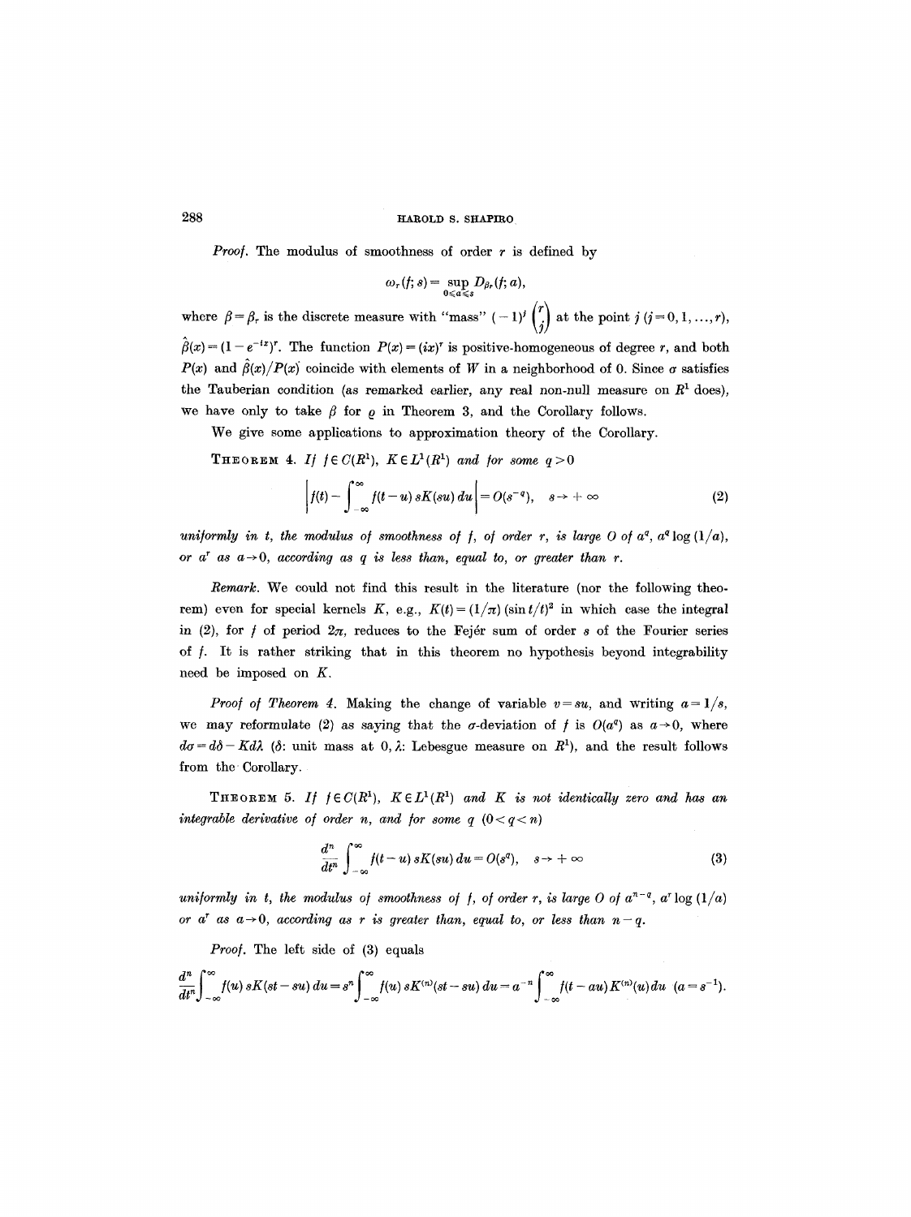*Proof.* The modulus of smoothness of order $r$ is defined by

$$\omega_r(f; s) = \sup_{0 \leq a \leq s} D_{\beta_r}(f; a),$$

where $\beta = \beta_r$ is the discrete measure with "mass" $(-1)^j \binom{r}{j}$ at the point $j$ $(j = 0, 1, \ldots, r)$, $\hat{\beta}(x) = (1 - e^{-ix})^r$. The function $P(x) = (ix)^r$ is positive-homogeneous of degree $r$, and both $P(x)$ and $\hat{\beta}(x)/P(x)$ coincide with elements of $W$ in a neighborhood of 0. Since $\sigma$ satisfies the Tauberian condition (as remarked earlier, any real non-null measure on $R^1$ does), we have only to take $\beta$ for $\varrho$ in Theorem 3, and the Corollary follows.

We give some applications to approximation theory of the Corollary.

THEOREM 4. *If $f \in C(R^1)$, $K \in L^1(R^1)$ and for some $q > 0$*

$$\left| f(t) - \int_{-\infty}^{\infty} f(t-u)\, sK(su)\, du \right| = O(s^{-q}), \quad s \to +\infty \tag{2}$$

*uniformly in $t$, the modulus of smoothness of $f$, of order $r$, is large $O$ of $a^q$, $a^q \log(1/a)$, or $a^r$ as $a \to 0$, according as $q$ is less than, equal to, or greater than $r$.*

*Remark.* We could not find this result in the literature (nor the following theorem) even for special kernels $K$, e.g., $K(t) = (1/\pi)(\sin t/t)^2$ in which case the integral in (2), for $f$ of period $2\pi$, reduces to the Fejér sum of order $s$ of the Fourier series of $f$. It is rather striking that in this theorem no hypothesis beyond integrability need be imposed on $K$.

*Proof of Theorem 4.* Making the change of variable $v = su$, and writing $a = 1/s$, we may reformulate (2) as saying that the $\sigma$-deviation of $f$ is $O(a^q)$ as $a \to 0$, where $d\sigma = d\delta - K d\lambda$ ($\delta$: unit mass at $0$, $\lambda$: Lebesgue measure on $R^1$), and the result follows from the Corollary.

THEOREM 5. *If $f \in C(R^1)$, $K \in L^1(R^1)$ and $K$ is not identically zero and has an integrable derivative of order $n$, and for some $q$ $(0 < q < n)$*

$$\frac{d^n}{dt^n} \int_{-\infty}^{\infty} f(t-u)\, sK(su)\, du = O(s^q), \quad s \to +\infty \tag{3}$$

*uniformly in $t$, the modulus of smoothness of $f$, of order $r$, is large $O$ of $a^{n-q}$, $a^r \log(1/a)$ or $a^r$ as $a \to 0$, according as $r$ is greater than, equal to, or less than $n - q$.*

*Proof.* The left side of (3) equals

$$\frac{d^n}{dt^n} \int_{-\infty}^{\infty} f(u)\, sK(st - su)\, du = s^n \int_{-\infty}^{\infty} f(u)\, sK^{(n)}(st - su)\, du = a^{-n} \int_{-\infty}^{\infty} f(t - au) K^{(n)}(u)\, du \quad (a = s^{-1}).$$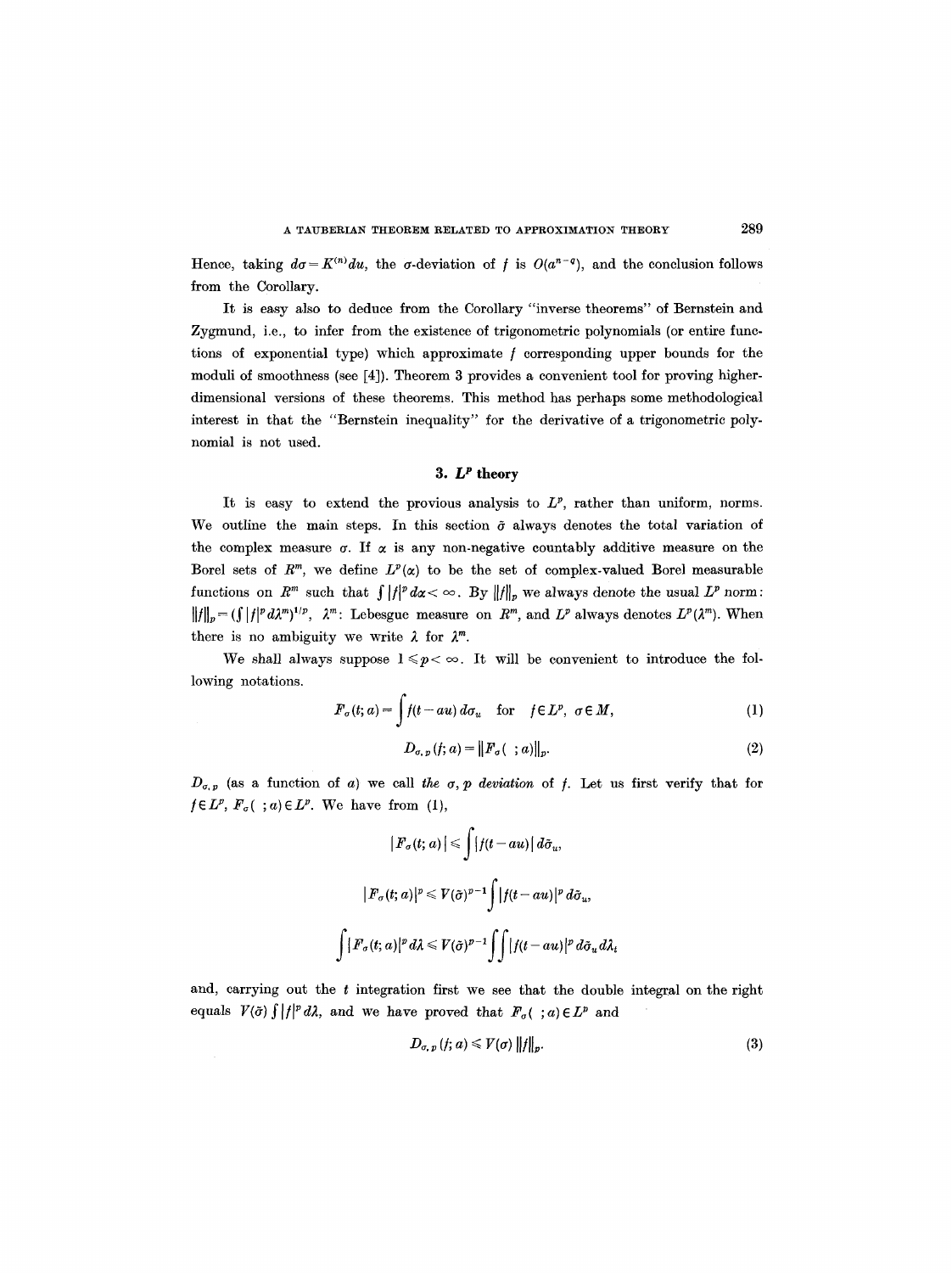Hence, taking $d\sigma = K^{(n)}du$, the $\sigma$-deviation of $f$ is $O(a^{n-q})$, and the conclusion follows from the Corollary.

It is easy also to deduce from the Corollary "inverse theorems" of Bernstein and Zygmund, i.e., to infer from the existence of trigonometric polynomials (or entire functions of exponential type) which approximate $f$ corresponding upper bounds for the moduli of smoothness (see [4]). Theorem 3 provides a convenient tool for proving higher-dimensional versions of these theorems. This method has perhaps some methodological interest in that the "Bernstein inequality" for the derivative of a trigonometric polynomial is not used.

## 3. $L^p$ theory

It is easy to extend the provious analysis to $L^p$, rather than uniform, norms. We outline the main steps. In this section $\tilde{\sigma}$ always denotes the total variation of the complex measure $\sigma$. If $\alpha$ is any non-negative countably additive measure on the Borel sets of $R^m$, we define $L^p(\alpha)$ to be the set of complex-valued Borel measurable functions on $R^m$ such that $\int |f|^p d\alpha < \infty$. By $\|f\|_p$ we always denote the usual $L^p$ norm: $\|f\|_p = (\int |f|^p d\lambda^m)^{1/p}$, $\lambda^m$: Lebesgue measure on $R^m$, and $L^p$ always denotes $L^p(\lambda^m)$. When there is no ambiguity we write $\lambda$ for $\lambda^m$.

We shall always suppose $1 \leqslant p < \infty$. It will be convenient to introduce the following notations.

$$F_\sigma(t; a) = \int f(t - au)\, d\sigma_u \quad \text{for} \quad f \in L^p,\ \sigma \in M, \tag{1}$$

$$D_{\sigma, p}(f; a) = \|F_\sigma(\ ; a)\|_p. \tag{2}$$

$D_{\sigma,p}$ (as a function of $a$) we call *the $\sigma, p$ deviation* of $f$. Let us first verify that for $f \in L^p$, $F_\sigma(\ ; a) \in L^p$. We have from (1),

$$|F_\sigma(t; a)| \leqslant \int |f(t - au)|\, d\tilde{\sigma}_u,$$

$$|F_\sigma(t; a)|^p \leqslant V(\tilde{\sigma})^{p-1} \int |f(t - au)|^p\, d\tilde{\sigma}_u,$$

$$\int |F_\sigma(t; a)|^p\, d\lambda \leqslant V(\tilde{\sigma})^{p-1} \int\!\!\int |f(t - au)|^p\, d\tilde{\sigma}_u\, d\lambda_t$$

and, carrying out the $t$ integration first we see that the double integral on the right equals $V(\tilde{\sigma}) \int |f|^p d\lambda$, and we have proved that $F_\sigma(\ ; a) \in L^p$ and

$$D_{\sigma, p}(f; a) \leqslant V(\sigma)\, \|f\|_p. \tag{3}$$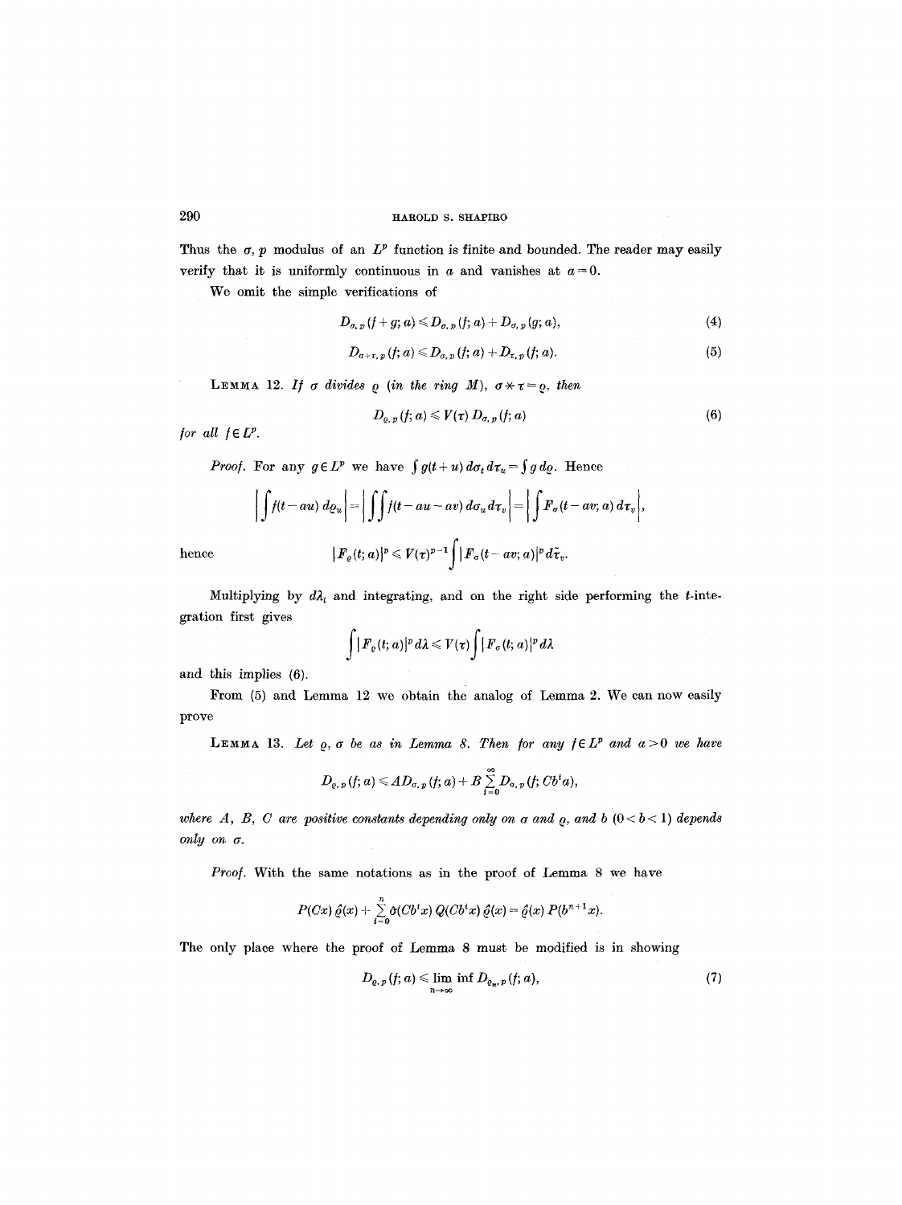Thus the $\sigma, p$ modulus of an $L^p$ function is finite and bounded. The reader may easily verify that it is uniformly continuous in $a$ and vanishes at $a=0$.

We omit the simple verifications of

$$D_{\sigma,p}(f+g;a) \leqslant D_{\sigma,p}(f;a) + D_{\sigma,p}(g;a), \tag{4}$$

$$D_{\sigma+\tau,p}(f;a) \leqslant D_{\sigma,p}(f;a) + D_{\tau,p}(f;a). \tag{5}$$

LEMMA 12. *If $\sigma$ divides $\varrho$ (in the ring $M$), $\sigma * \tau = \varrho$, then*

$$D_{\varrho,p}(f;a) \leqslant V(\tau)\, D_{\sigma,p}(f;a) \tag{6}$$

*for all $f \in L^p$.*

*Proof.* For any $g \in L^p$ we have $\int g(t+u)\, d\sigma_t\, d\tau_u = \int g\, d\varrho$. Hence

$$\left| \int f(t-au)\, d\varrho_u \right| = \left| \int\int f(t-au-av)\, d\sigma_u\, d\tau_v \right| = \left| \int F_\sigma(t-av;a)\, d\tau_v \right|,$$

hence
$$|F_\varrho(t;a)|^p \leqslant V(\tau)^{p-1} \int |F_\sigma(t-av;a)|^p\, d\tilde{\tau}_v.$$

Multiplying by $d\lambda_t$ and integrating, and on the right side performing the $t$-integration first gives

$$\int |F_\varrho(t;a)|^p\, d\lambda \leqslant V(\tau) \int |F_\sigma(t;a)|^p\, d\lambda$$

and this implies (6).

From (5) and Lemma 12 we obtain the analog of Lemma 2. We can now easily prove

LEMMA 13. *Let $\varrho, \sigma$ be as in Lemma 8. Then for any $f \in L^p$ and $a > 0$ we have*

$$D_{\varrho,p}(f;a) \leqslant A D_{\sigma,p}(f;a) + B \sum_{i=0}^{\infty} D_{\sigma,p}(f;Cb^i a),$$

*where $A$, $B$, $C$ are positive constants depending only on $\sigma$ and $\varrho$, and $b$ $(0 < b < 1)$ depends only on $\sigma$.*

*Proof.* With the same notations as in the proof of Lemma 8 we have

$$P(Cx)\,\hat{\varrho}(x) + \sum_{i=0}^{n} \hat{\sigma}(Cb^i x)\, Q(Cb^i x)\,\hat{\varrho}(x) = \hat{\varrho}(x)\, P(b^{n+1}x).$$

The only place where the proof of Lemma 8 must be modified is in showing

$$D_{\varrho,p}(f;a) \leqslant \liminf_{n\to\infty} D_{\varrho_n,p}(f;a), \tag{7}$$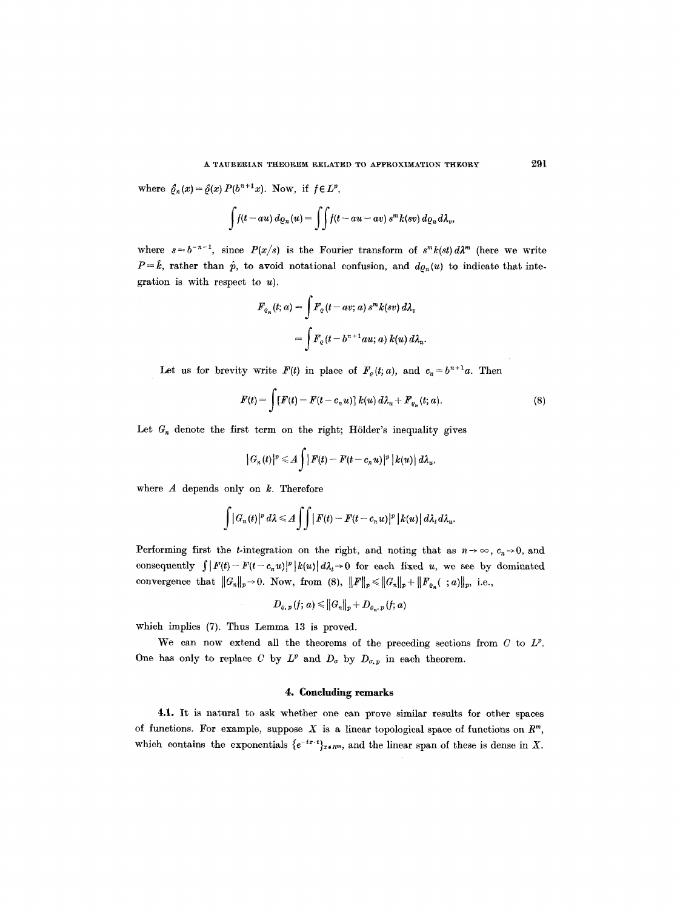where $\hat{\varrho}_n(x) = \hat{\varrho}(x)\, P(b^{n+1}x)$. Now, if $f \in L^p$,

$$\int f(t-au)\, d\varrho_n(u) = \iint f(t-au-av)\, s^m k(sv)\, d\varrho_u\, d\lambda_v,$$

where $s = b^{-n-1}$, since $P(x/s)$ is the Fourier transform of $s^m k(st)\, d\lambda^m$ (here we write $P = \hat{k}$, rather than $\hat{p}$, to avoid notational confusion, and $d\varrho_n(u)$ to indicate that integration is with respect to $u$).

$$\begin{aligned} F_{\varrho_n}(t;a) &= \int F_\varrho(t-av;a)\, s^m k(sv)\, d\lambda_v \\ &= \int F_\varrho(t-b^{n+1}au;a)\, k(u)\, d\lambda_u. \end{aligned}$$

Let us for brevity write $F(t)$ in place of $F_\varrho(t;a)$, and $c_n = b^{n+1}a$. Then

$$F(t) = \int [F(t) - F(t-c_n u)]\, k(u)\, d\lambda_u + F_{\varrho_n}(t;a). \tag{8}$$

Let $G_n$ denote the first term on the right; Hölder's inequality gives

$$|G_n(t)|^p \leqslant A \int |F(t) - F(t-c_n u)|^p\, |k(u)|\, d\lambda_u,$$

where $A$ depends only on $k$. Therefore

$$\int |G_n(t)|^p\, d\lambda \leqslant A \iint |F(t) - F(t-c_n u)|^p\, |k(u)|\, d\lambda_t\, d\lambda_u.$$

Performing first the $t$-integration on the right, and noting that as $n \to \infty$, $c_n \to 0$, and consequently $\int |F(t) - F(t-c_n u)|^p\, |k(u)|\, d\lambda_t \to 0$ for each fixed $u$, we see by dominated convergence that $\|G_n\|_p \to 0$. Now, from (8), $\|F\|_p \leqslant \|G_n\|_p + \|F_{\varrho_n}(\;;a)\|_p$, i.e.,

$$D_{\varrho,p}(f;a) \leqslant \|G_n\|_p + D_{\varrho_n,p}(f;a)$$

which implies (7). Thus Lemma 13 is proved.

We can now extend all the theorems of the preceding sections from $C$ to $L^p$. One has only to replace $C$ by $L^p$ and $D_\sigma$ by $D_{\sigma,p}$ in each theorem.

## 4. Concluding remarks

**4.1.** It is natural to ask whether one can prove similar results for other spaces of functions. For example, suppose $X$ is a linear topological space of functions on $R^m$, which contains the exponentials $\{e^{-ix \cdot t}\}_{x \in R^m}$, and the linear span of these is dense in $X$.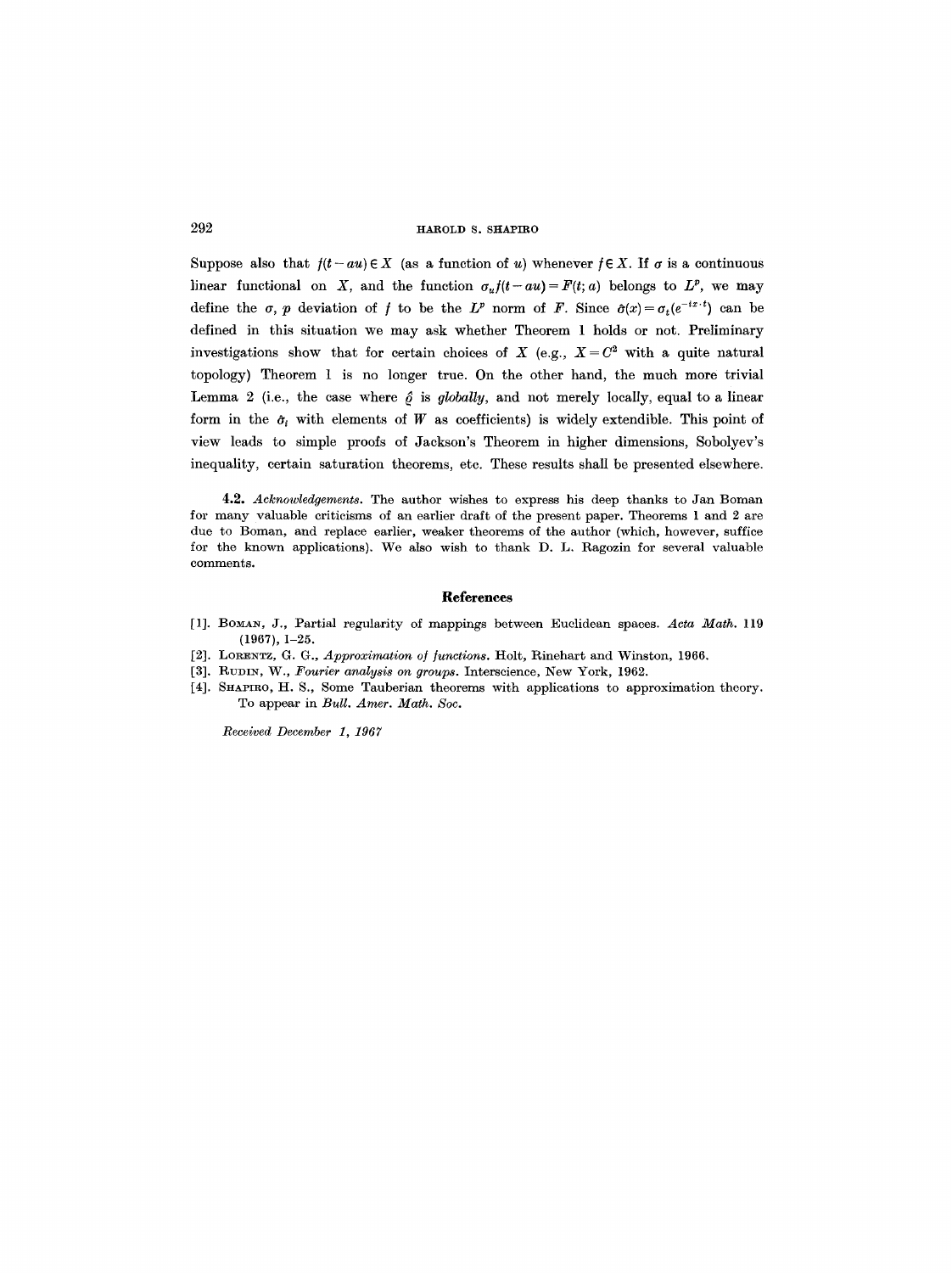Suppose also that $f(t-au)\in X$ (as a function of $u$) whenever $f\in X$. If $\sigma$ is a continuous linear functional on $X$, and the function $\sigma_u f(t-au)=F(t;a)$ belongs to $L^p$, we may define the $\sigma$, $p$ deviation of $f$ to be the $L^p$ norm of $F$. Since $\hat{\sigma}(x)=\sigma_t(e^{-ix\cdot t})$ can be defined in this situation we may ask whether Theorem 1 holds or not. Preliminary investigations show that for certain choices of $X$ (e.g., $X=C^2$ with a quite natural topology) Theorem 1 is no longer true. On the other hand, the much more trivial Lemma 2 (i.e., the case where $\hat{\varrho}$ is *globally*, and not merely locally, equal to a linear form in the $\hat{\sigma}_i$ with elements of $W$ as coefficients) is widely extendible. This point of view leads to simple proofs of Jackson's Theorem in higher dimensions, Sobolyev's inequality, certain saturation theorems, etc. These results shall be presented elsewhere.

**4.2.** *Acknowledgements.* The author wishes to express his deep thanks to Jan Boman for many valuable criticisms of an earlier draft of the present paper. Theorems 1 and 2 are due to Boman, and replace earlier, weaker theorems of the author (which, however, suffice for the known applications). We also wish to thank D. L. Ragozin for several valuable comments.

## References

[1]. Boman, J., Partial regularity of mappings between Euclidean spaces. *Acta Math.* 119 (1967), 1–25.

[2]. Lorentz, G. G., *Approximation of functions.* Holt, Rinehart and Winston, 1966.

[3]. Rudin, W., *Fourier analysis on groups.* Interscience, New York, 1962.

[4]. Shapiro, H. S., Some Tauberian theorems with applications to approximation theory. To appear in *Bull. Amer. Math. Soc.*

*Received December 1, 1967*